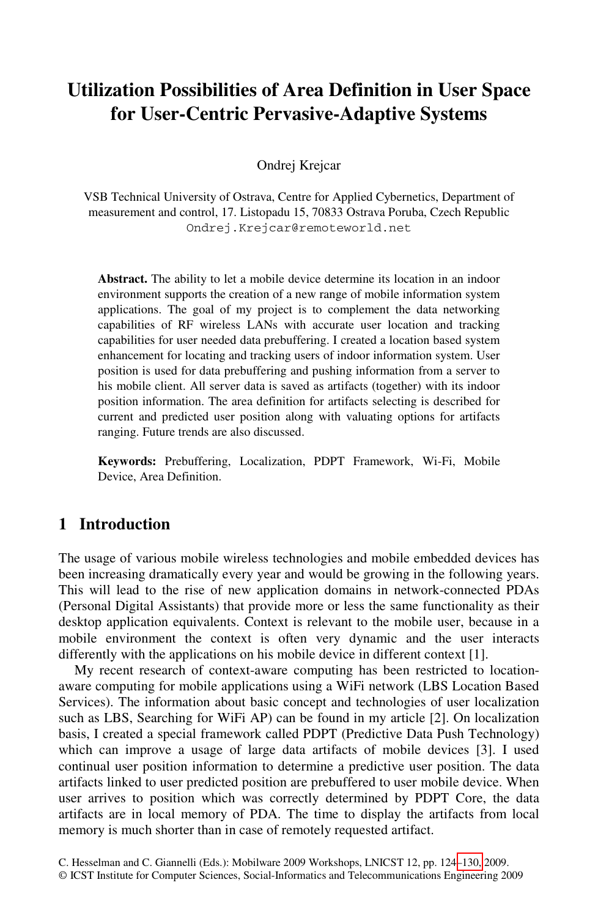# Utilization Possibilities of Area Definition in User Space for User-Centric Pervasive-Adaptive Systems

Ondrej Krejcar

VSB Technical University of Ostrava, Centre for Applied Cybernetics, Department of measurement and control, 17. Listopadu 15, 70833 Ostrava Poruba, Czech Republic
Ondrej.Krejcar@remoteworld.net

**Abstract.** The ability to let a mobile device determine its location in an indoor environment supports the creation of a new range of mobile information system applications. The goal of my project is to complement the data networking capabilities of RF wireless LANs with accurate user location and tracking capabilities for user needed data prebuffering. I created a location based system enhancement for locating and tracking users of indoor information system. User position is used for data prebuffering and pushing information from a server to his mobile client. All server data is saved as artifacts (together) with its indoor position information. The area definition for artifacts selecting is described for current and predicted user position along with valuating options for artifacts ranging. Future trends are also discussed.

**Keywords:** Prebuffering, Localization, PDPT Framework, Wi-Fi, Mobile Device, Area Definition.

## 1 Introduction

The usage of various mobile wireless technologies and mobile embedded devices has been increasing dramatically every year and would be growing in the following years. This will lead to the rise of new application domains in network-connected PDAs (Personal Digital Assistants) that provide more or less the same functionality as their desktop application equivalents. Context is relevant to the mobile user, because in a mobile environment the context is often very dynamic and the user interacts differently with the applications on his mobile device in different context [1].

My recent research of context-aware computing has been restricted to location-aware computing for mobile applications using a WiFi network (LBS Location Based Services). The information about basic concept and technologies of user localization such as LBS, Searching for WiFi AP) can be found in my article [2]. On localization basis, I created a special framework called PDPT (Predictive Data Push Technology) which can improve a usage of large data artifacts of mobile devices [3]. I used continual user position information to determine a predictive user position. The data artifacts linked to user predicted position are prebuffered to user mobile device. When user arrives to position which was correctly determined by PDPT Core, the data artifacts are in local memory of PDA. The time to display the artifacts from local memory is much shorter than in case of remotely requested artifact.

C. Hesselman and C. Giannelli (Eds.): Mobilware 2009 Workshops, LNICST 12, pp. 124–130, 2009.
© ICST Institute for Computer Sciences, Social-Informatics and Telecommunications Engineering 2009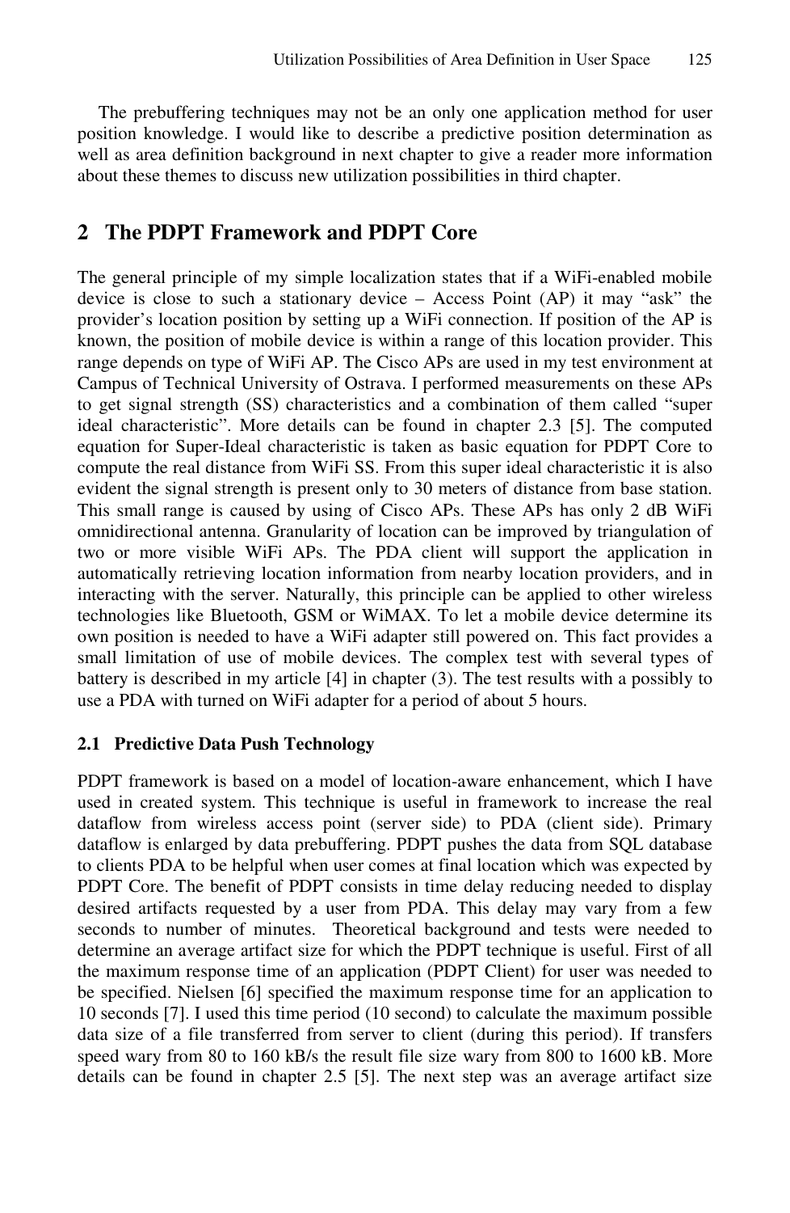The prebuffering techniques may not be an only one application method for user position knowledge. I would like to describe a predictive position determination as well as area definition background in next chapter to give a reader more information about these themes to discuss new utilization possibilities in third chapter.

## 2 The PDPT Framework and PDPT Core

The general principle of my simple localization states that if a WiFi-enabled mobile device is close to such a stationary device – Access Point (AP) it may "ask" the provider's location position by setting up a WiFi connection. If position of the AP is known, the position of mobile device is within a range of this location provider. This range depends on type of WiFi AP. The Cisco APs are used in my test environment at Campus of Technical University of Ostrava. I performed measurements on these APs to get signal strength (SS) characteristics and a combination of them called "super ideal characteristic". More details can be found in chapter 2.3 [5]. The computed equation for Super-Ideal characteristic is taken as basic equation for PDPT Core to compute the real distance from WiFi SS. From this super ideal characteristic it is also evident the signal strength is present only to 30 meters of distance from base station. This small range is caused by using of Cisco APs. These APs has only 2 dB WiFi omnidirectional antenna. Granularity of location can be improved by triangulation of two or more visible WiFi APs. The PDA client will support the application in automatically retrieving location information from nearby location providers, and in interacting with the server. Naturally, this principle can be applied to other wireless technologies like Bluetooth, GSM or WiMAX. To let a mobile device determine its own position is needed to have a WiFi adapter still powered on. This fact provides a small limitation of use of mobile devices. The complex test with several types of battery is described in my article [4] in chapter (3). The test results with a possibly to use a PDA with turned on WiFi adapter for a period of about 5 hours.

### 2.1 Predictive Data Push Technology

PDPT framework is based on a model of location-aware enhancement, which I have used in created system. This technique is useful in framework to increase the real dataflow from wireless access point (server side) to PDA (client side). Primary dataflow is enlarged by data prebuffering. PDPT pushes the data from SQL database to clients PDA to be helpful when user comes at final location which was expected by PDPT Core. The benefit of PDPT consists in time delay reducing needed to display desired artifacts requested by a user from PDA. This delay may vary from a few seconds to number of minutes. Theoretical background and tests were needed to determine an average artifact size for which the PDPT technique is useful. First of all the maximum response time of an application (PDPT Client) for user was needed to be specified. Nielsen [6] specified the maximum response time for an application to 10 seconds [7]. I used this time period (10 second) to calculate the maximum possible data size of a file transferred from server to client (during this period). If transfers speed wary from 80 to 160 kB/s the result file size wary from 800 to 1600 kB. More details can be found in chapter 2.5 [5]. The next step was an average artifact size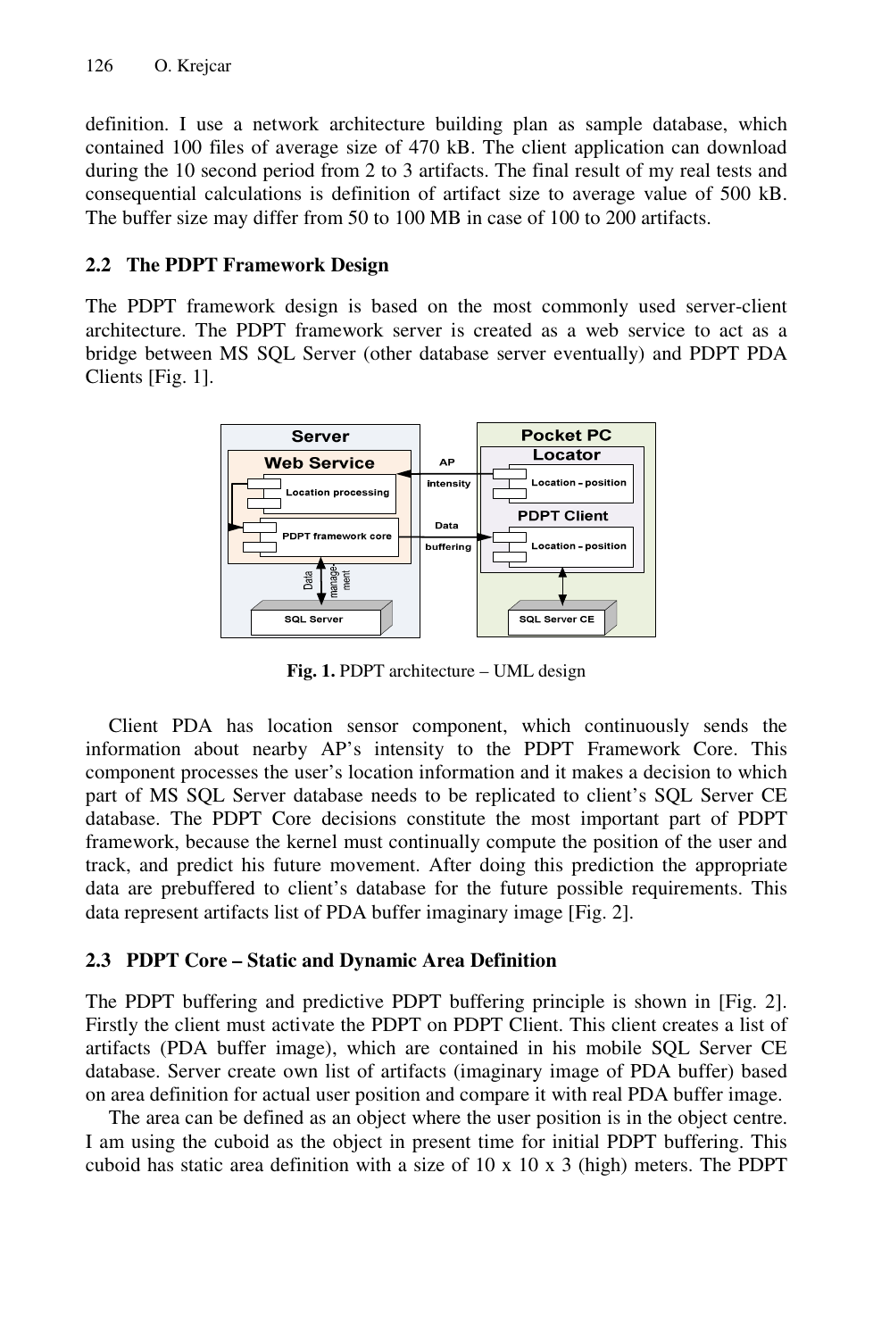definition. I use a network architecture building plan as sample database, which contained 100 files of average size of 470 kB. The client application can download during the 10 second period from 2 to 3 artifacts. The final result of my real tests and consequential calculations is definition of artifact size to average value of 500 kB. The buffer size may differ from 50 to 100 MB in case of 100 to 200 artifacts.

### 2.2 The PDPT Framework Design

The PDPT framework design is based on the most commonly used server-client architecture. The PDPT framework server is created as a web service to act as a bridge between MS SQL Server (other database server eventually) and PDPT PDA Clients [Fig. 1].

Server

Web Service

Location processing

PDPT framework core

Data management

SQL Server

AP intensity

Data buffering

Pocket PC

Locator

Location – position

PDPT Client

Location – position

SQL Server CE

**Fig. 1.** PDPT architecture – UML design

Client PDA has location sensor component, which continuously sends the information about nearby AP's intensity to the PDPT Framework Core. This component processes the user's location information and it makes a decision to which part of MS SQL Server database needs to be replicated to client's SQL Server CE database. The PDPT Core decisions constitute the most important part of PDPT framework, because the kernel must continually compute the position of the user and track, and predict his future movement. After doing this prediction the appropriate data are prebuffered to client's database for the future possible requirements. This data represent artifacts list of PDA buffer imaginary image [Fig. 2].

### 2.3 PDPT Core – Static and Dynamic Area Definition

The PDPT buffering and predictive PDPT buffering principle is shown in [Fig. 2]. Firstly the client must activate the PDPT on PDPT Client. This client creates a list of artifacts (PDA buffer image), which are contained in his mobile SQL Server CE database. Server create own list of artifacts (imaginary image of PDA buffer) based on area definition for actual user position and compare it with real PDA buffer image.

The area can be defined as an object where the user position is in the object centre. I am using the cuboid as the object in present time for initial PDPT buffering. This cuboid has static area definition with a size of 10 x 10 x 3 (high) meters. The PDPT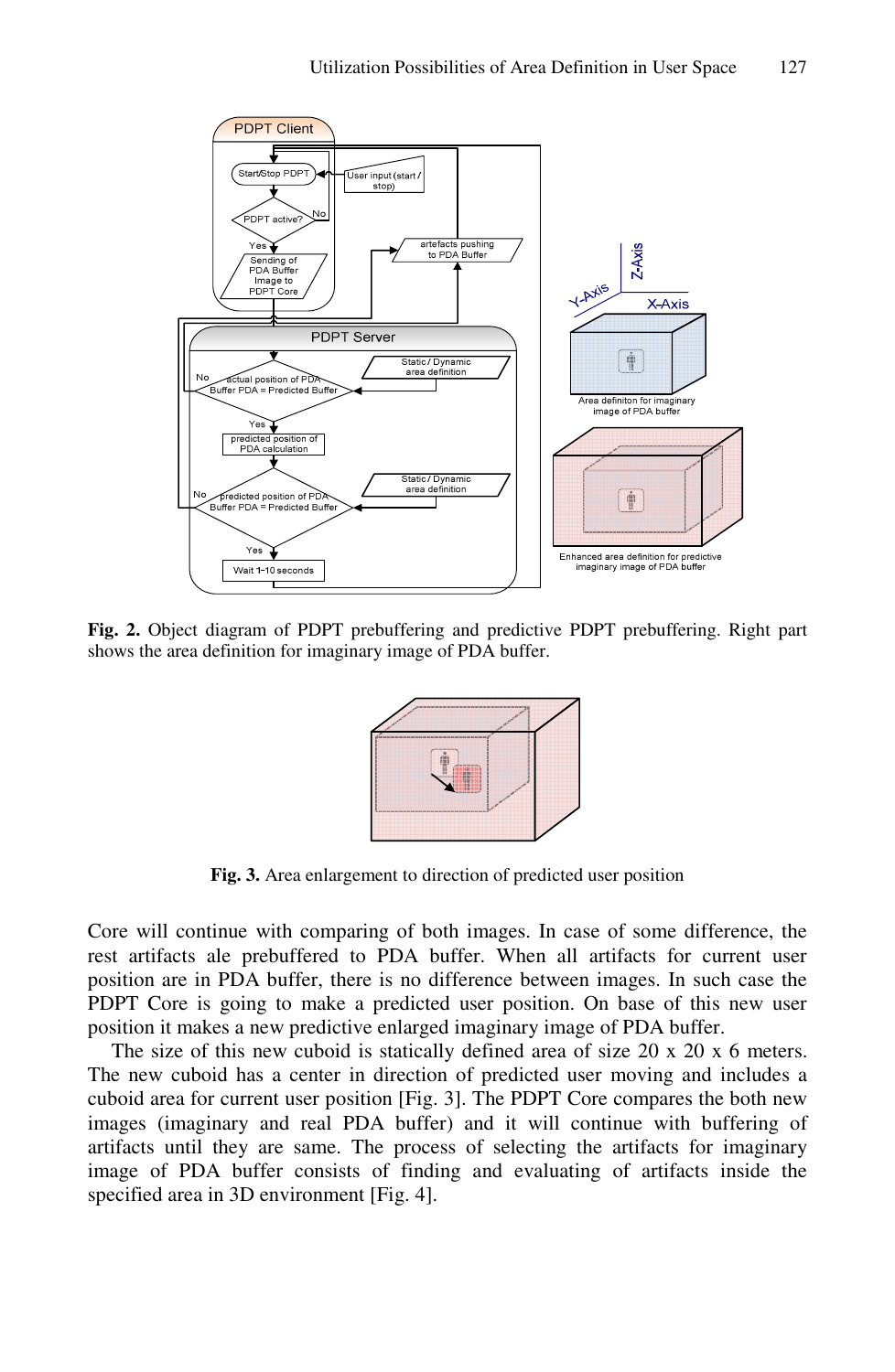**Fig. 2.** Object diagram of PDPT prebuffering and predictive PDPT prebuffering. Right part shows the area definition for imaginary image of PDA buffer.

**Fig. 3.** Area enlargement to direction of predicted user position

Core will continue with comparing of both images. In case of some difference, the rest artifacts ale prebuffered to PDA buffer. When all artifacts for current user position are in PDA buffer, there is no difference between images. In such case the PDPT Core is going to make a predicted user position. On base of this new user position it makes a new predictive enlarged imaginary image of PDA buffer.

The size of this new cuboid is statically defined area of size 20 x 20 x 6 meters. The new cuboid has a center in direction of predicted user moving and includes a cuboid area for current user position [Fig. 3]. The PDPT Core compares the both new images (imaginary and real PDA buffer) and it will continue with buffering of artifacts until they are same. The process of selecting the artifacts for imaginary image of PDA buffer consists of finding and evaluating of artifacts inside the specified area in 3D environment [Fig. 4].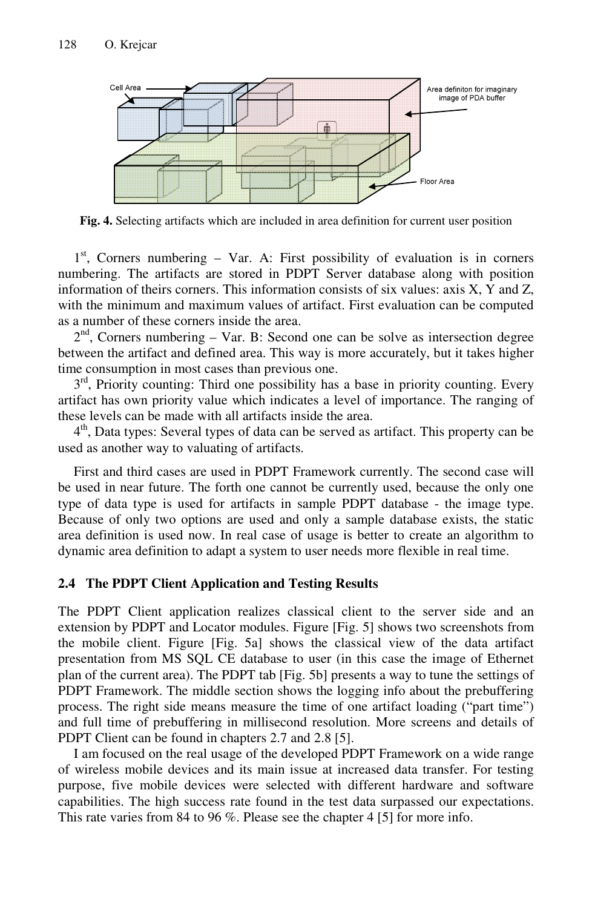Cell Area

Area definiton for imaginary image of PDA buffer

Floor Area

**Fig. 4.** Selecting artifacts which are included in area definition for current user position

1st, Corners numbering – Var. A: First possibility of evaluation is in corners numbering. The artifacts are stored in PDPT Server database along with position information of theirs corners. This information consists of six values: axis X, Y and Z, with the minimum and maximum values of artifact. First evaluation can be computed as a number of these corners inside the area.

2nd, Corners numbering – Var. B: Second one can be solve as intersection degree between the artifact and defined area. This way is more accurately, but it takes higher time consumption in most cases than previous one.

3rd, Priority counting: Third one possibility has a base in priority counting. Every artifact has own priority value which indicates a level of importance. The ranging of these levels can be made with all artifacts inside the area.

4th, Data types: Several types of data can be served as artifact. This property can be used as another way to valuating of artifacts.

First and third cases are used in PDPT Framework currently. The second case will be used in near future. The forth one cannot be currently used, because the only one type of data type is used for artifacts in sample PDPT database - the image type. Because of only two options are used and only a sample database exists, the static area definition is used now. In real case of usage is better to create an algorithm to dynamic area definition to adapt a system to user needs more flexible in real time.

### 2.4 The PDPT Client Application and Testing Results

The PDPT Client application realizes classical client to the server side and an extension by PDPT and Locator modules. Figure [Fig. 5] shows two screenshots from the mobile client. Figure [Fig. 5a] shows the classical view of the data artifact presentation from MS SQL CE database to user (in this case the image of Ethernet plan of the current area). The PDPT tab [Fig. 5b] presents a way to tune the settings of PDPT Framework. The middle section shows the logging info about the prebuffering process. The right side means measure the time of one artifact loading ("part time") and full time of prebuffering in millisecond resolution. More screens and details of PDPT Client can be found in chapters 2.7 and 2.8 [5].

I am focused on the real usage of the developed PDPT Framework on a wide range of wireless mobile devices and its main issue at increased data transfer. For testing purpose, five mobile devices were selected with different hardware and software capabilities. The high success rate found in the test data surpassed our expectations. This rate varies from 84 to 96 %. Please see the chapter 4 [5] for more info.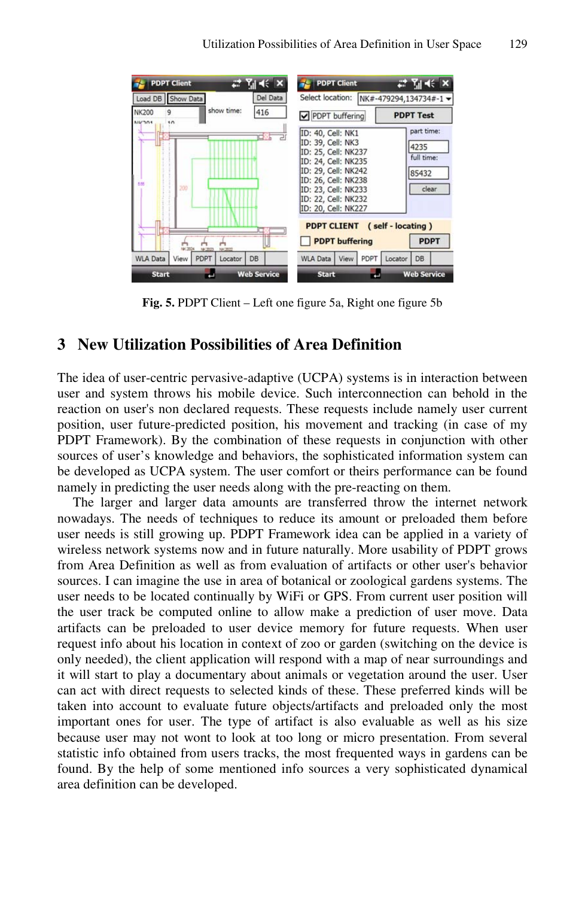Fig. 5. PDPT Client – Left one figure 5a, Right one figure 5b

## 3 New Utilization Possibilities of Area Definition

The idea of user-centric pervasive-adaptive (UCPA) systems is in interaction between user and system throws his mobile device. Such interconnection can behold in the reaction on user's non declared requests. These requests include namely user current position, user future-predicted position, his movement and tracking (in case of my PDPT Framework). By the combination of these requests in conjunction with other sources of user’s knowledge and behaviors, the sophisticated information system can be developed as UCPA system. The user comfort or theirs performance can be found namely in predicting the user needs along with the pre-reacting on them.

The larger and larger data amounts are transferred throw the internet network nowadays. The needs of techniques to reduce its amount or preloaded them before user needs is still growing up. PDPT Framework idea can be applied in a variety of wireless network systems now and in future naturally. More usability of PDPT grows from Area Definition as well as from evaluation of artifacts or other user's behavior sources. I can imagine the use in area of botanical or zoological gardens systems. The user needs to be located continually by WiFi or GPS. From current user position will the user track be computed online to allow make a prediction of user move. Data artifacts can be preloaded to user device memory for future requests. When user request info about his location in context of zoo or garden (switching on the device is only needed), the client application will respond with a map of near surroundings and it will start to play a documentary about animals or vegetation around the user. User can act with direct requests to selected kinds of these. These preferred kinds will be taken into account to evaluate future objects/artifacts and preloaded only the most important ones for user. The type of artifact is also evaluable as well as his size because user may not wont to look at too long or micro presentation. From several statistic info obtained from users tracks, the most frequented ways in gardens can be found. By the help of some mentioned info sources a very sophisticated dynamical area definition can be developed.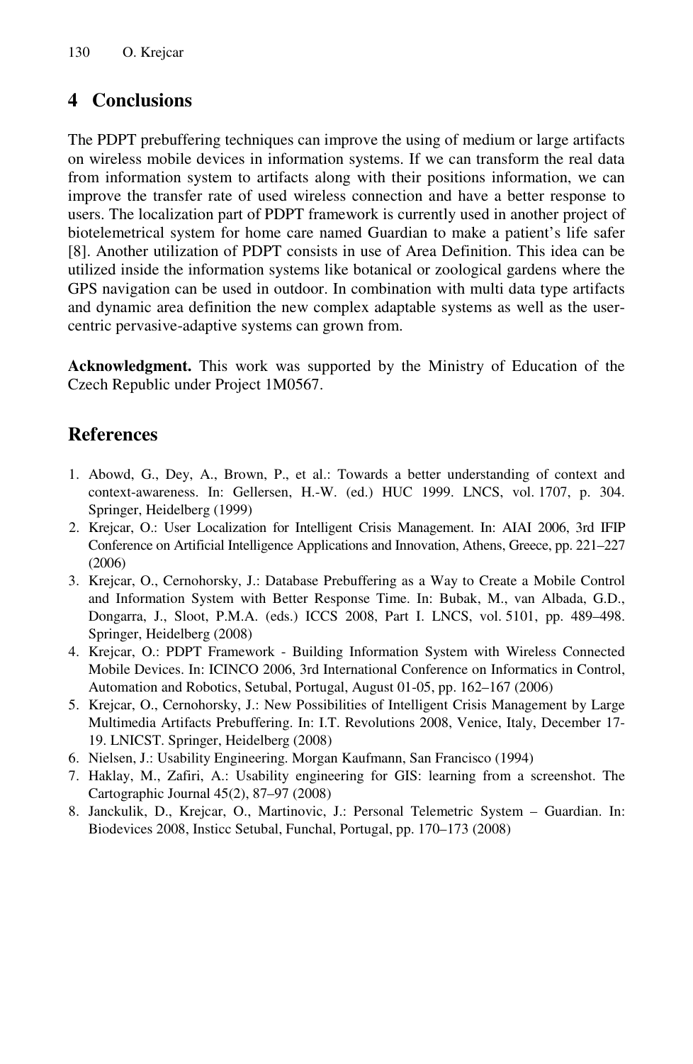## 4 Conclusions

The PDPT prebuffering techniques can improve the using of medium or large artifacts on wireless mobile devices in information systems. If we can transform the real data from information system to artifacts along with their positions information, we can improve the transfer rate of used wireless connection and have a better response to users. The localization part of PDPT framework is currently used in another project of biotelemetrical system for home care named Guardian to make a patient's life safer [8]. Another utilization of PDPT consists in use of Area Definition. This idea can be utilized inside the information systems like botanical or zoological gardens where the GPS navigation can be used in outdoor. In combination with multi data type artifacts and dynamic area definition the new complex adaptable systems as well as the user-centric pervasive-adaptive systems can grown from.

**Acknowledgment.** This work was supported by the Ministry of Education of the Czech Republic under Project 1M0567.

## References

1. Abowd, G., Dey, A., Brown, P., et al.: Towards a better understanding of context and context-awareness. In: Gellersen, H.-W. (ed.) HUC 1999. LNCS, vol. 1707, p. 304. Springer, Heidelberg (1999)
2. Krejcar, O.: User Localization for Intelligent Crisis Management. In: AIAI 2006, 3rd IFIP Conference on Artificial Intelligence Applications and Innovation, Athens, Greece, pp. 221–227 (2006)
3. Krejcar, O., Cernohorsky, J.: Database Prebuffering as a Way to Create a Mobile Control and Information System with Better Response Time. In: Bubak, M., van Albada, G.D., Dongarra, J., Sloot, P.M.A. (eds.) ICCS 2008, Part I. LNCS, vol. 5101, pp. 489–498. Springer, Heidelberg (2008)
4. Krejcar, O.: PDPT Framework - Building Information System with Wireless Connected Mobile Devices. In: ICINCO 2006, 3rd International Conference on Informatics in Control, Automation and Robotics, Setubal, Portugal, August 01-05, pp. 162–167 (2006)
5. Krejcar, O., Cernohorsky, J.: New Possibilities of Intelligent Crisis Management by Large Multimedia Artifacts Prebuffering. In: I.T. Revolutions 2008, Venice, Italy, December 17-19. LNICST. Springer, Heidelberg (2008)
6. Nielsen, J.: Usability Engineering. Morgan Kaufmann, San Francisco (1994)
7. Haklay, M., Zafiri, A.: Usability engineering for GIS: learning from a screenshot. The Cartographic Journal 45(2), 87–97 (2008)
8. Janckulik, D., Krejcar, O., Martinovic, J.: Personal Telemetric System – Guardian. In: Biodevices 2008, Insticc Setubal, Funchal, Portugal, pp. 170–173 (2008)